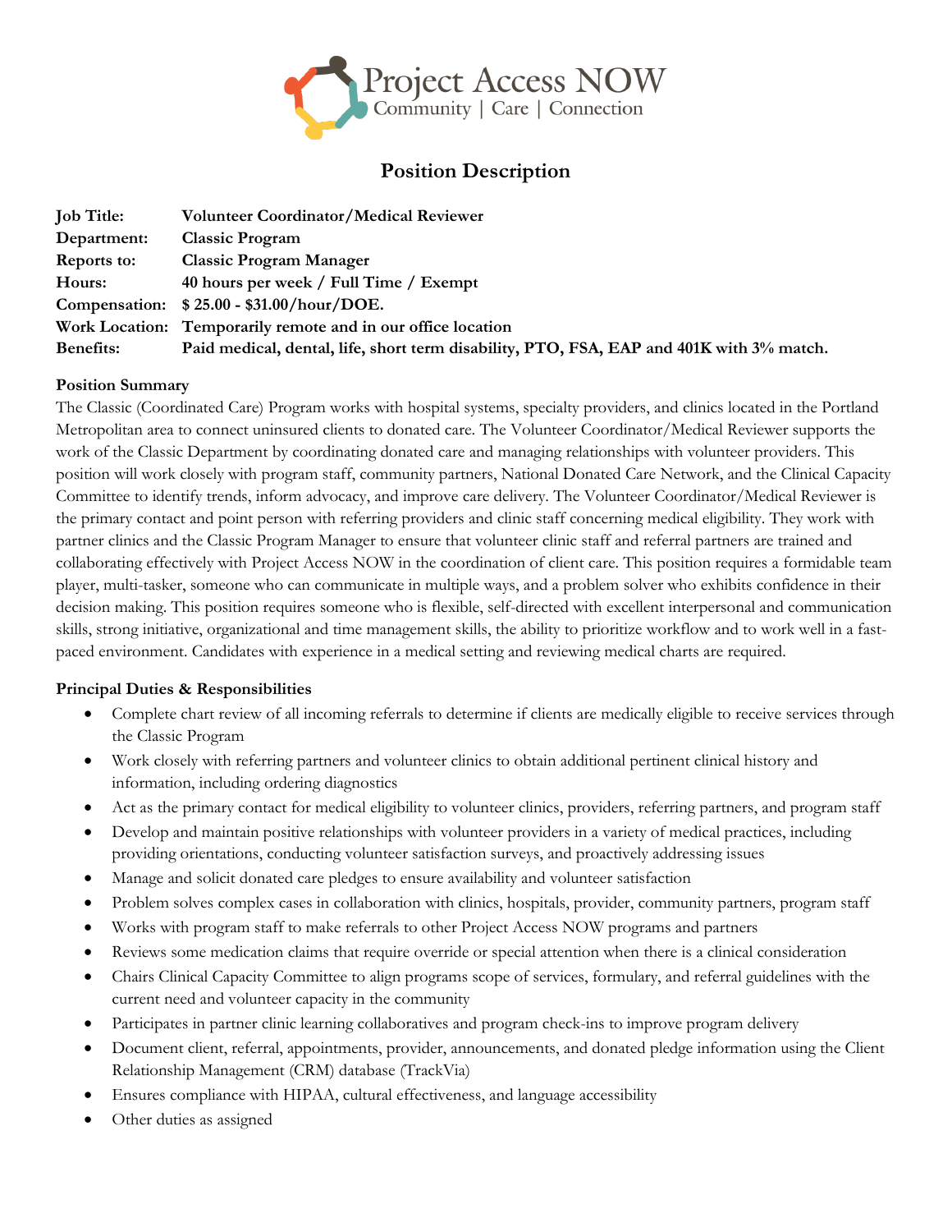Project Access NOW
Community | Care | Connection

# Position Description

| | |
|---|---|
| **Job Title:** | **Volunteer Coordinator/Medical Reviewer** |
| **Department:** | **Classic Program** |
| **Reports to:** | **Classic Program Manager** |
| **Hours:** | **40 hours per week / Full Time / Exempt** |
| **Compensation:** | **$ 25.00 - $31.00/hour/DOE.** |
| **Work Location:** | **Temporarily remote and in our office location** |
| **Benefits:** | **Paid medical, dental, life, short term disability, PTO, FSA, EAP and 401K with 3% match.** |

**Position Summary**

The Classic (Coordinated Care) Program works with hospital systems, specialty providers, and clinics located in the Portland Metropolitan area to connect uninsured clients to donated care. The Volunteer Coordinator/Medical Reviewer supports the work of the Classic Department by coordinating donated care and managing relationships with volunteer providers. This position will work closely with program staff, community partners, National Donated Care Network, and the Clinical Capacity Committee to identify trends, inform advocacy, and improve care delivery. The Volunteer Coordinator/Medical Reviewer is the primary contact and point person with referring providers and clinic staff concerning medical eligibility. They work with partner clinics and the Classic Program Manager to ensure that volunteer clinic staff and referral partners are trained and collaborating effectively with Project Access NOW in the coordination of client care. This position requires a formidable team player, multi-tasker, someone who can communicate in multiple ways, and a problem solver who exhibits confidence in their decision making. This position requires someone who is flexible, self-directed with excellent interpersonal and communication skills, strong initiative, organizational and time management skills, the ability to prioritize workflow and to work well in a fast-paced environment. Candidates with experience in a medical setting and reviewing medical charts are required.

**Principal Duties & Responsibilities**

- Complete chart review of all incoming referrals to determine if clients are medically eligible to receive services through the Classic Program
- Work closely with referring partners and volunteer clinics to obtain additional pertinent clinical history and information, including ordering diagnostics
- Act as the primary contact for medical eligibility to volunteer clinics, providers, referring partners, and program staff
- Develop and maintain positive relationships with volunteer providers in a variety of medical practices, including providing orientations, conducting volunteer satisfaction surveys, and proactively addressing issues
- Manage and solicit donated care pledges to ensure availability and volunteer satisfaction
- Problem solves complex cases in collaboration with clinics, hospitals, provider, community partners, program staff
- Works with program staff to make referrals to other Project Access NOW programs and partners
- Reviews some medication claims that require override or special attention when there is a clinical consideration
- Chairs Clinical Capacity Committee to align programs scope of services, formulary, and referral guidelines with the current need and volunteer capacity in the community
- Participates in partner clinic learning collaboratives and program check-ins to improve program delivery
- Document client, referral, appointments, provider, announcements, and donated pledge information using the Client Relationship Management (CRM) database (TrackVia)
- Ensures compliance with HIPAA, cultural effectiveness, and language accessibility
- Other duties as assigned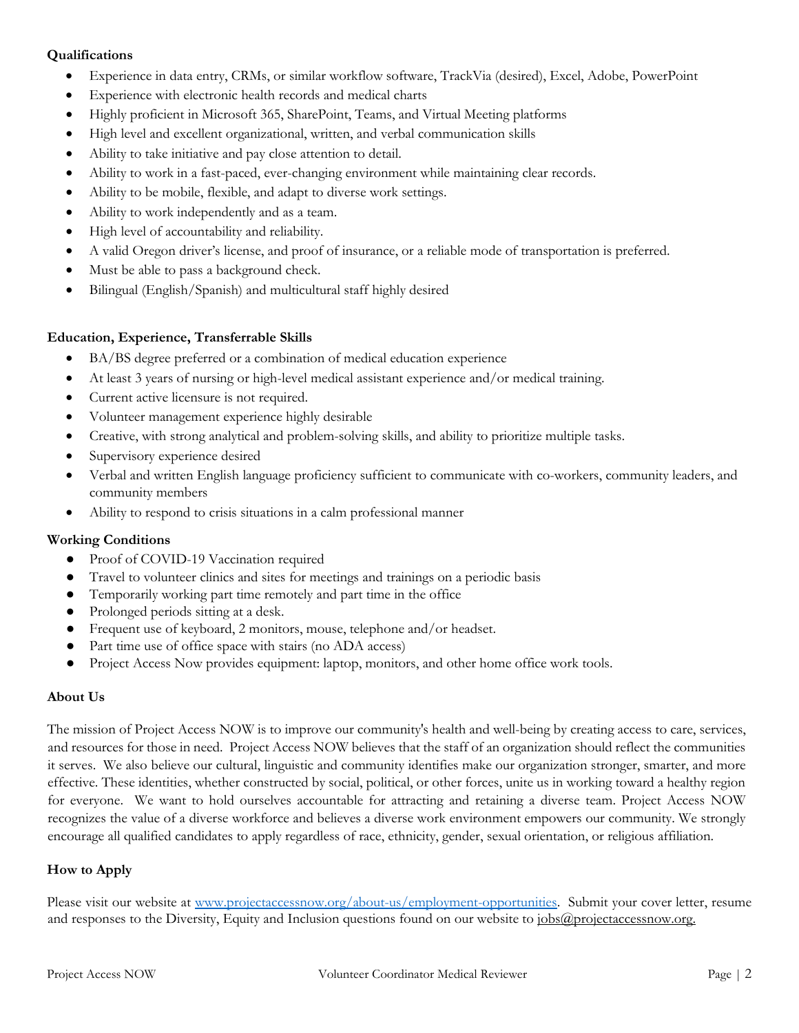**Qualifications**

- Experience in data entry, CRMs, or similar workflow software, TrackVia (desired), Excel, Adobe, PowerPoint
- Experience with electronic health records and medical charts
- Highly proficient in Microsoft 365, SharePoint, Teams, and Virtual Meeting platforms
- High level and excellent organizational, written, and verbal communication skills
- Ability to take initiative and pay close attention to detail.
- Ability to work in a fast-paced, ever-changing environment while maintaining clear records.
- Ability to be mobile, flexible, and adapt to diverse work settings.
- Ability to work independently and as a team.
- High level of accountability and reliability.
- A valid Oregon driver's license, and proof of insurance, or a reliable mode of transportation is preferred.
- Must be able to pass a background check.
- Bilingual (English/Spanish) and multicultural staff highly desired

**Education, Experience, Transferrable Skills**

- BA/BS degree preferred or a combination of medical education experience
- At least 3 years of nursing or high-level medical assistant experience and/or medical training.
- Current active licensure is not required.
- Volunteer management experience highly desirable
- Creative, with strong analytical and problem-solving skills, and ability to prioritize multiple tasks.
- Supervisory experience desired
- Verbal and written English language proficiency sufficient to communicate with co-workers, community leaders, and community members
- Ability to respond to crisis situations in a calm professional manner

**Working Conditions**

- Proof of COVID-19 Vaccination required
- Travel to volunteer clinics and sites for meetings and trainings on a periodic basis
- Temporarily working part time remotely and part time in the office
- Prolonged periods sitting at a desk.
- Frequent use of keyboard, 2 monitors, mouse, telephone and/or headset.
- Part time use of office space with stairs (no ADA access)
- Project Access Now provides equipment: laptop, monitors, and other home office work tools.

**About Us**

The mission of Project Access NOW is to improve our community's health and well-being by creating access to care, services, and resources for those in need. Project Access NOW believes that the staff of an organization should reflect the communities it serves. We also believe our cultural, linguistic and community identifies make our organization stronger, smarter, and more effective. These identities, whether constructed by social, political, or other forces, unite us in working toward a healthy region for everyone. We want to hold ourselves accountable for attracting and retaining a diverse team. Project Access NOW recognizes the value of a diverse workforce and believes a diverse work environment empowers our community. We strongly encourage all qualified candidates to apply regardless of race, ethnicity, gender, sexual orientation, or religious affiliation.

**How to Apply**

Please visit our website at [www.projectaccessnow.org/about-us/employment-opportunities](www.projectaccessnow.org/about-us/employment-opportunities). Submit your cover letter, resume and responses to the Diversity, Equity and Inclusion questions found on our website to jobs@projectaccessnow.org.